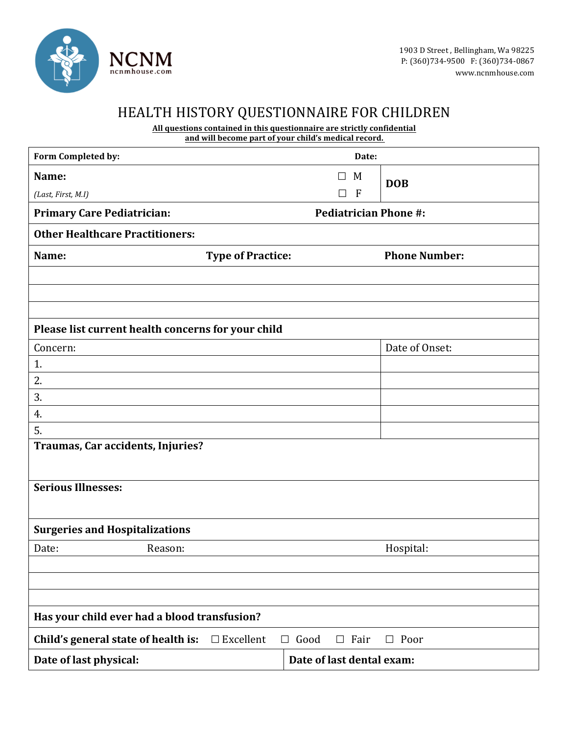NCNM
ncnmhouse.com

1903 D Street , Bellingham, Wa 98225
P: (360)734-9500 F: (360)734-0867
www.ncnmhouse.com

# HEALTH HISTORY QUESTIONNAIRE FOR CHILDREN

**All questions contained in this questionnaire are strictly confidential and will become part of your child's medical record.**

| **Form Completed by:** | | **Date:** |
|---|---|---|
| **Name:** *(Last, First, M.I)* | ☐ M ☐ F | **DOB** |
| **Primary Care Pediatrician:** | | **Pediatrician Phone #:** |

**Other Healthcare Practitioners:**

| **Name:** | **Type of Practice:** | **Phone Number:** |
|---|---|---|
| | | |
| | | |
| | | |

**Please list current health concerns for your child**

| Concern: | Date of Onset: |
|---|---|
| 1. | |
| 2. | |
| 3. | |
| 4. | |
| 5. | |

**Traumas, Car accidents, Injuries?**

**Serious Illnesses:**

**Surgeries and Hospitalizations**

| Date: | Reason: | Hospital: |
|---|---|---|
| | | |
| | | |
| | | |

**Has your child ever had a blood transfusion?**

**Child's general state of health is:** ☐ Excellent ☐ Good ☐ Fair ☐ Poor

| **Date of last physical:** | **Date of last dental exam:** |
|---|---|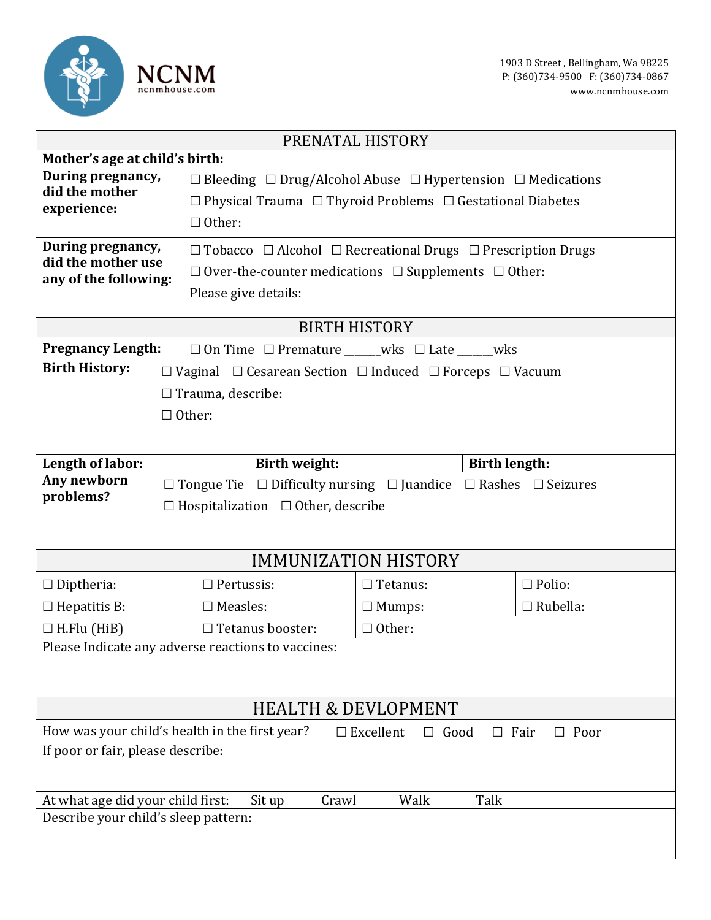**NCNM**
ncnmhouse.com

1903 D Street , Bellingham, Wa 98225
P: (360)734-9500 F: (360)734-0867
www.ncnmhouse.com

## PRENATAL HISTORY

**Mother's age at child's birth:**

**During pregnancy, did the mother experience:** ☐ Bleeding ☐ Drug/Alcohol Abuse ☐ Hypertension ☐ Medications ☐ Physical Trauma ☐ Thyroid Problems ☐ Gestational Diabetes ☐ Other:

**During pregnancy, did the mother use any of the following:** ☐ Tobacco ☐ Alcohol ☐ Recreational Drugs ☐ Prescription Drugs ☐ Over-the-counter medications ☐ Supplements ☐ Other:
Please give details:

## BIRTH HISTORY

**Pregnancy Length:** ☐ On Time ☐ Premature ______wks ☐ Late ______wks

**Birth History:** ☐ Vaginal ☐ Cesarean Section ☐ Induced ☐ Forceps ☐ Vacuum
☐ Trauma, describe:
☐ Other:

| **Length of labor:** | **Birth weight:** | **Birth length:** |
|---|---|---|

**Any newborn problems?** ☐ Tongue Tie ☐ Difficulty nursing ☐ Juandice ☐ Rashes ☐ Seizures ☐ Hospitalization ☐ Other, describe

## IMMUNIZATION HISTORY

| ☐ Diptheria: | ☐ Pertussis: | ☐ Tetanus: | ☐ Polio: |
|---|---|---|---|
| ☐ Hepatitis B: | ☐ Measles: | ☐ Mumps: | ☐ Rubella: |
| ☐ H.Flu (HiB) | ☐ Tetanus booster: | ☐ Other: | |

Please Indicate any adverse reactions to vaccines:

## HEALTH & DEVLOPMENT

How was your child's health in the first year? ☐ Excellent ☐ Good ☐ Fair ☐ Poor

If poor or fair, please describe:

At what age did your child first: Sit up Crawl Walk Talk

Describe your child's sleep pattern: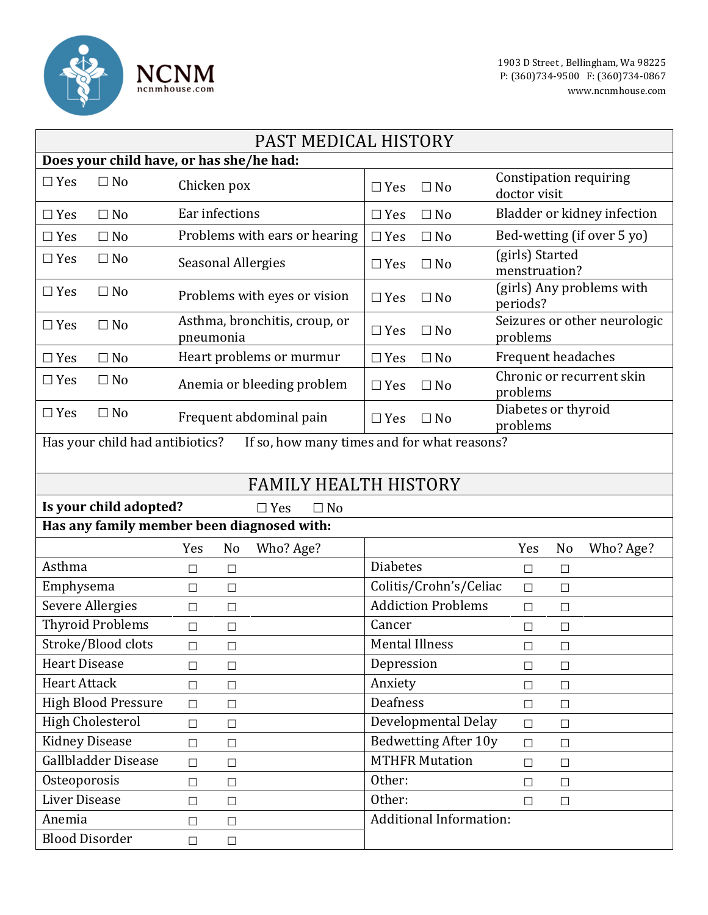**NCNM**
ncnmhouse.com

1903 D Street , Bellingham, Wa 98225
P: (360)734-9500 F: (360)734-0867
www.ncnmhouse.com

## PAST MEDICAL HISTORY

**Does your child have, or has she/he had:**

| | | | | | |
|---|---|---|---|---|---|
| ☐ Yes | ☐ No | Chicken pox | ☐ Yes | ☐ No | Constipation requiring doctor visit |
| ☐ Yes | ☐ No | Ear infections | ☐ Yes | ☐ No | Bladder or kidney infection |
| ☐ Yes | ☐ No | Problems with ears or hearing | ☐ Yes | ☐ No | Bed-wetting (if over 5 yo) |
| ☐ Yes | ☐ No | Seasonal Allergies | ☐ Yes | ☐ No | (girls) Started menstruation? |
| ☐ Yes | ☐ No | Problems with eyes or vision | ☐ Yes | ☐ No | (girls) Any problems with periods? |
| ☐ Yes | ☐ No | Asthma, bronchitis, croup, or pneumonia | ☐ Yes | ☐ No | Seizures or other neurologic problems |
| ☐ Yes | ☐ No | Heart problems or murmur | ☐ Yes | ☐ No | Frequent headaches |
| ☐ Yes | ☐ No | Anemia or bleeding problem | ☐ Yes | ☐ No | Chronic or recurrent skin problems |
| ☐ Yes | ☐ No | Frequent abdominal pain | ☐ Yes | ☐ No | Diabetes or thyroid problems |

Has your child had antibiotics? If so, how many times and for what reasons?

## FAMILY HEALTH HISTORY

**Is your child adopted?** ☐ Yes ☐ No

**Has any family member been diagnosed with:**

| | Yes | No | Who? Age? | | Yes | No | Who? Age? |
|---|---|---|---|---|---|---|---|
| Asthma | ☐ | ☐ | | Diabetes | ☐ | ☐ | |
| Emphysema | ☐ | ☐ | | Colitis/Crohn's/Celiac | ☐ | ☐ | |
| Severe Allergies | ☐ | ☐ | | Addiction Problems | ☐ | ☐ | |
| Thyroid Problems | ☐ | ☐ | | Cancer | ☐ | ☐ | |
| Stroke/Blood clots | ☐ | ☐ | | Mental Illness | ☐ | ☐ | |
| Heart Disease | ☐ | ☐ | | Depression | ☐ | ☐ | |
| Heart Attack | ☐ | ☐ | | Anxiety | ☐ | ☐ | |
| High Blood Pressure | ☐ | ☐ | | Deafness | ☐ | ☐ | |
| High Cholesterol | ☐ | ☐ | | Developmental Delay | ☐ | ☐ | |
| Kidney Disease | ☐ | ☐ | | Bedwetting After 10y | ☐ | ☐ | |
| Gallbladder Disease | ☐ | ☐ | | MTHFR Mutation | ☐ | ☐ | |
| Osteoporosis | ☐ | ☐ | | Other: | ☐ | ☐ | |
| Liver Disease | ☐ | ☐ | | Other: | ☐ | ☐ | |
| Anemia | ☐ | ☐ | | Additional Information: | | | |
| Blood Disorder | ☐ | ☐ | | | | | |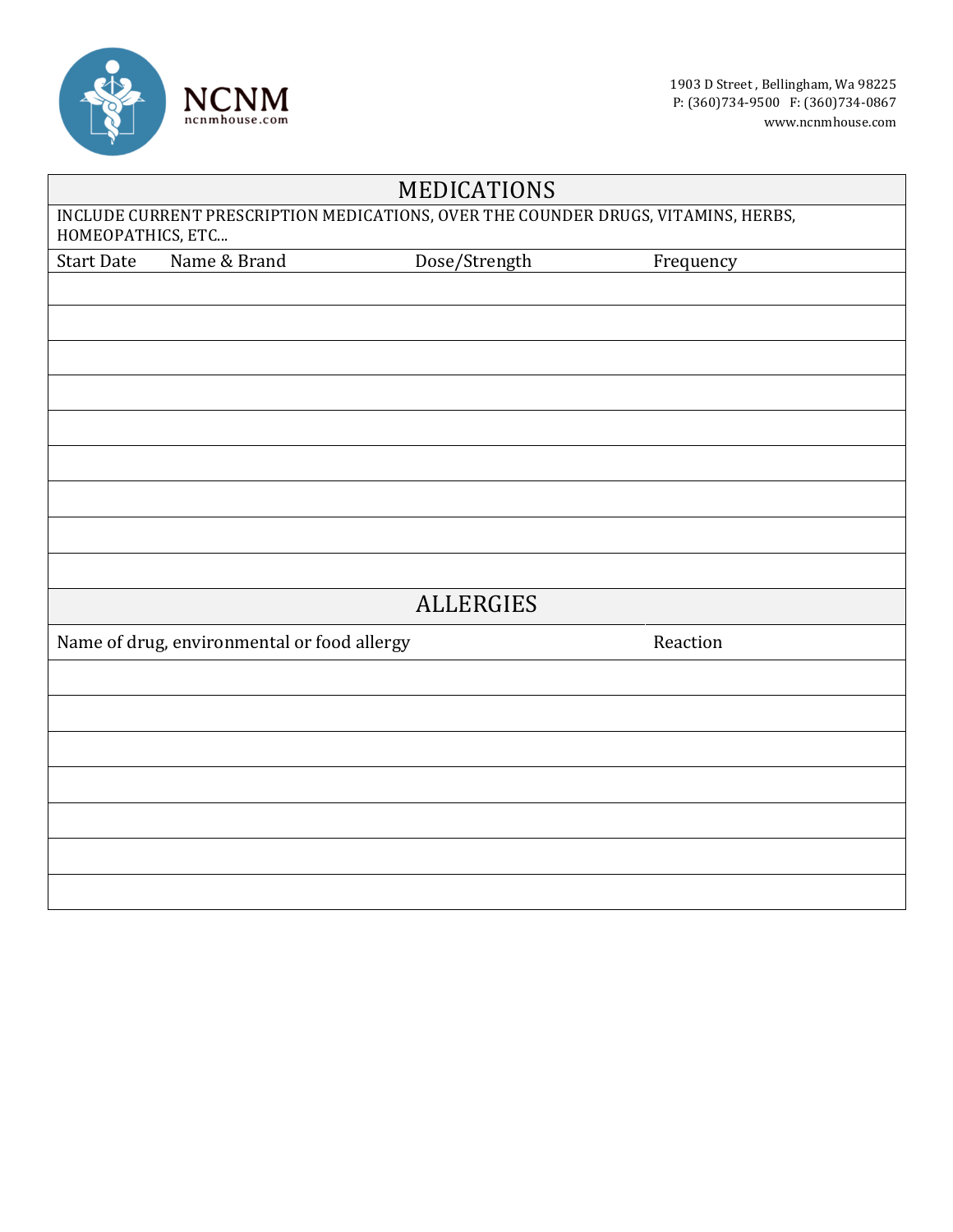NCNM
ncnmhouse.com

1903 D Street , Bellingham, Wa 98225
P: (360)734-9500 F: (360)734-0867
www.ncnmhouse.com

## MEDICATIONS

INCLUDE CURRENT PRESCRIPTION MEDICATIONS, OVER THE COUNDER DRUGS, VITAMINS, HERBS, HOMEOPATHICS, ETC...

| Start Date | Name & Brand | Dose/Strength | Frequency |
|---|---|---|---|
| | | | |
| | | | |
| | | | |
| | | | |
| | | | |
| | | | |
| | | | |
| | | | |
| | | | |

## ALLERGIES

| Name of drug, environmental or food allergy | Reaction |
|---|---|
| | |
| | |
| | |
| | |
| | |
| | |
| | |